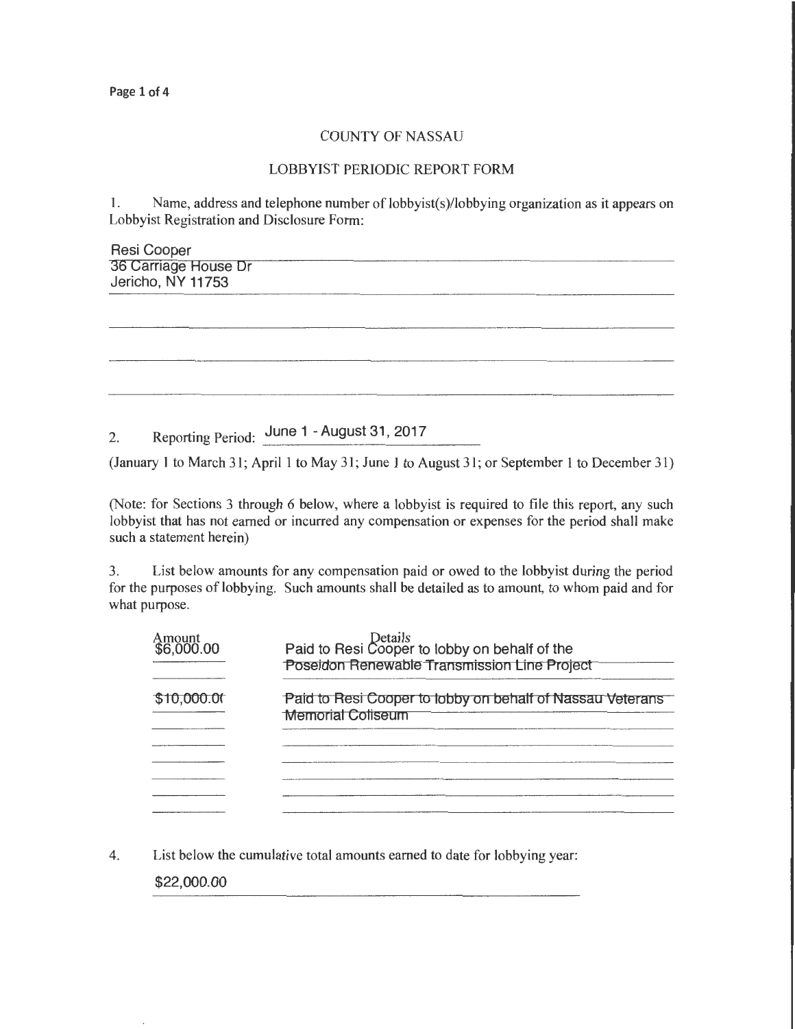# COUNTY OF NASSAU

## LOBBYIST PERIODIC REPORT FORM

1. Name, address and telephone number of lobbyist(s)/lobbying organization as it appears on Lobbyist Registration and Disclosure Form:

Resi Cooper
36 Carriage House Dr
Jericho, NY 11753

2. Reporting Period: June 1 - August 31, 2017

(January 1 to March 31; April 1 to May 31; June 1 to August 31; or September 1 to December 31)

(Note: for Sections 3 through 6 below, where a lobbyist is required to file this report, any such lobbyist that has not earned or incurred any compensation or expenses for the period shall make such a statement herein)

3. List below amounts for any compensation paid or owed to the lobbyist during the period for the purposes of lobbying. Such amounts shall be detailed as to amount, to whom paid and for what purpose.

| Amount | Details |
| --- | --- |
| $6,000.00 | Paid to Resi Cooper to lobby on behalf of the Poseidon Renewable Transmission Line Project |
| $10,000.00 | Paid to Resi Cooper to lobby on behalf of Nassau Veterans Memorial Coliseum |

4. List below the cumulative total amounts earned to date for lobbying year:

$22,000.00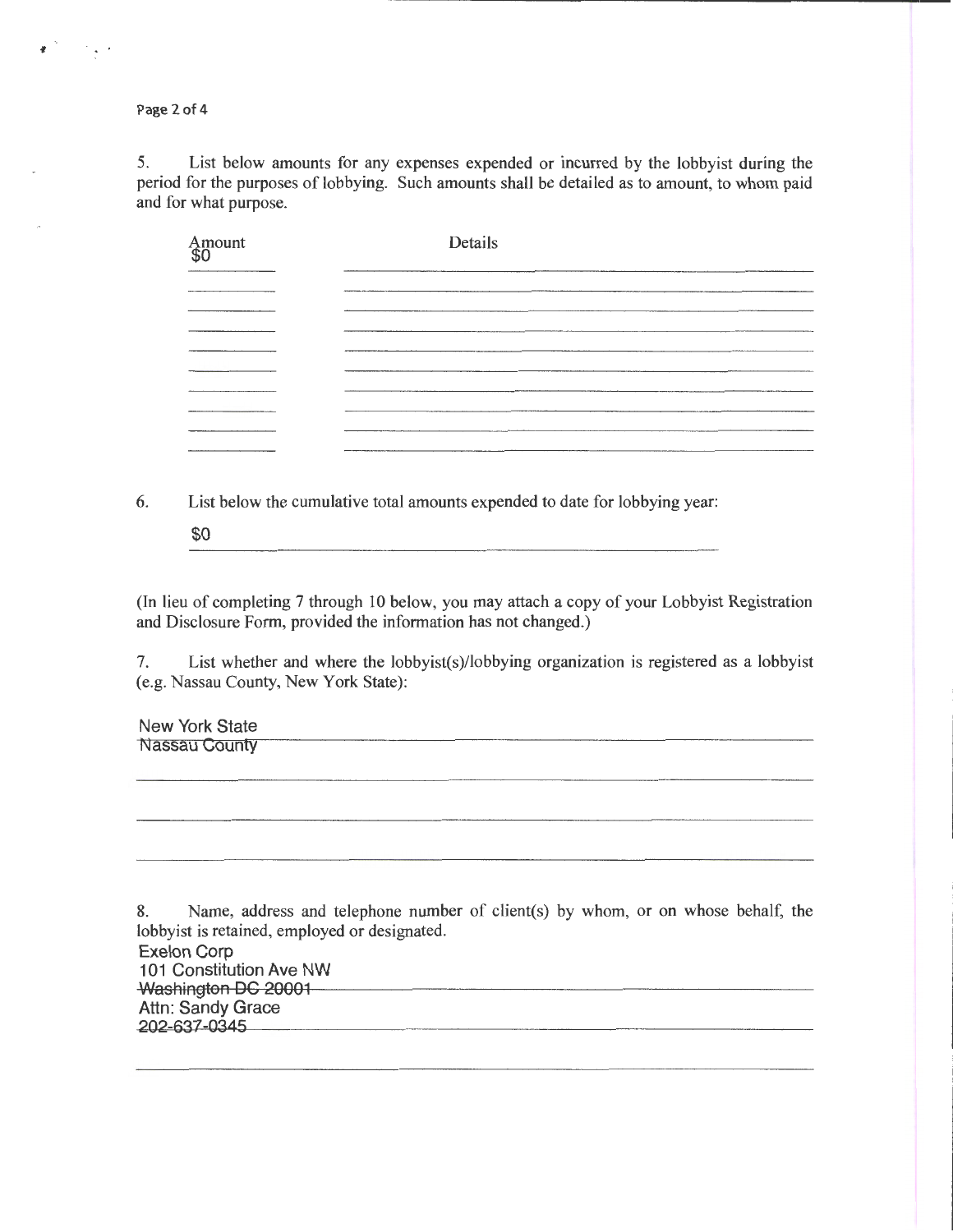5. List below amounts for any expenses expended or incurred by the lobbyist during the period for the purposes of lobbying. Such amounts shall be detailed as to amount, to whom paid and for what purpose.

| Amount | Details |
| --- | --- |
| $0 | |

6. List below the cumulative total amounts expended to date for lobbying year:

$0

(In lieu of completing 7 through 10 below, you may attach a copy of your Lobbyist Registration and Disclosure Form, provided the information has not changed.)

7. List whether and where the lobbyist(s)/lobbying organization is registered as a lobbyist (e.g. Nassau County, New York State):

New York State
Nassau County

8. Name, address and telephone number of client(s) by whom, or on whose behalf, the lobbyist is retained, employed or designated.

Exelon Corp
101 Constitution Ave NW
Washington DC 20001
Attn: Sandy Grace
202-637-0345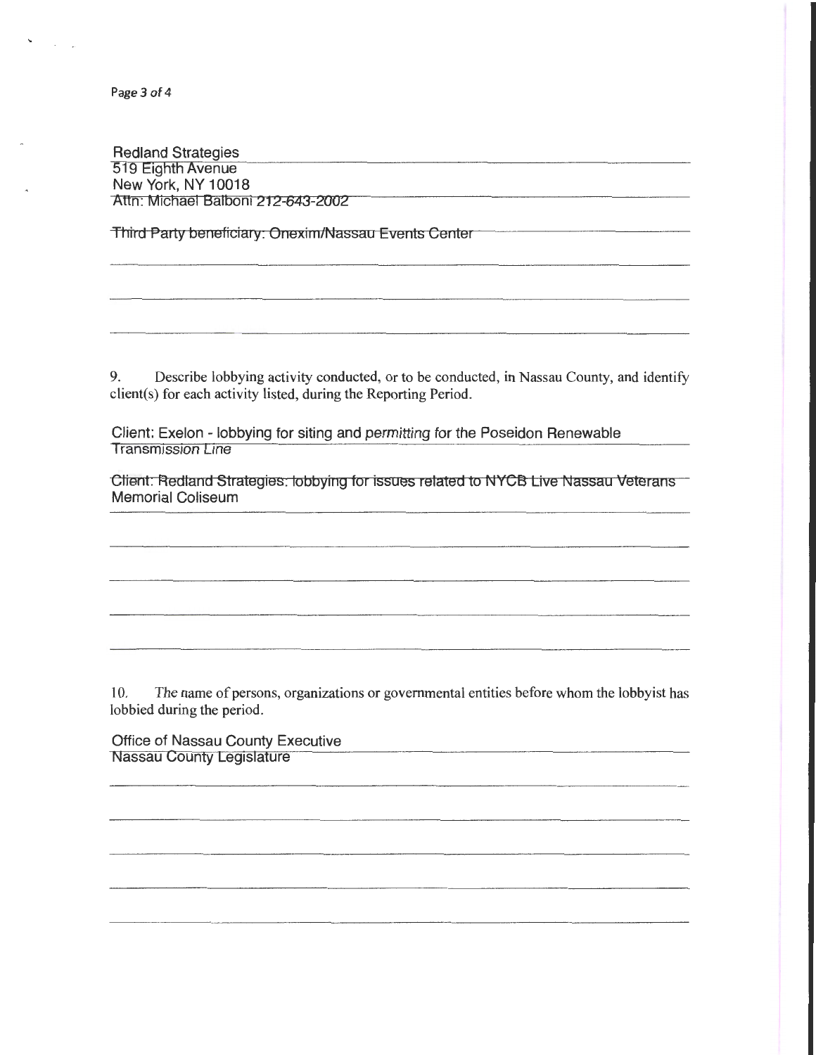Redland Strategies
519 Eighth Avenue
New York, NY 10018
Attn: Michael Balboni 212-643-2002

Third Party beneficiary: Onexim/Nassau Events Center

9. Describe lobbying activity conducted, or to be conducted, in Nassau County, and identify client(s) for each activity listed, during the Reporting Period.

Client: Exelon - lobbying for siting and permitting for the Poseidon Renewable Transmission Line

Client: Redland Strategies: lobbying for issues related to NYCB Live Nassau Veterans Memorial Coliseum

10. The name of persons, organizations or governmental entities before whom the lobbyist has lobbied during the period.

Office of Nassau County Executive
Nassau County Legislature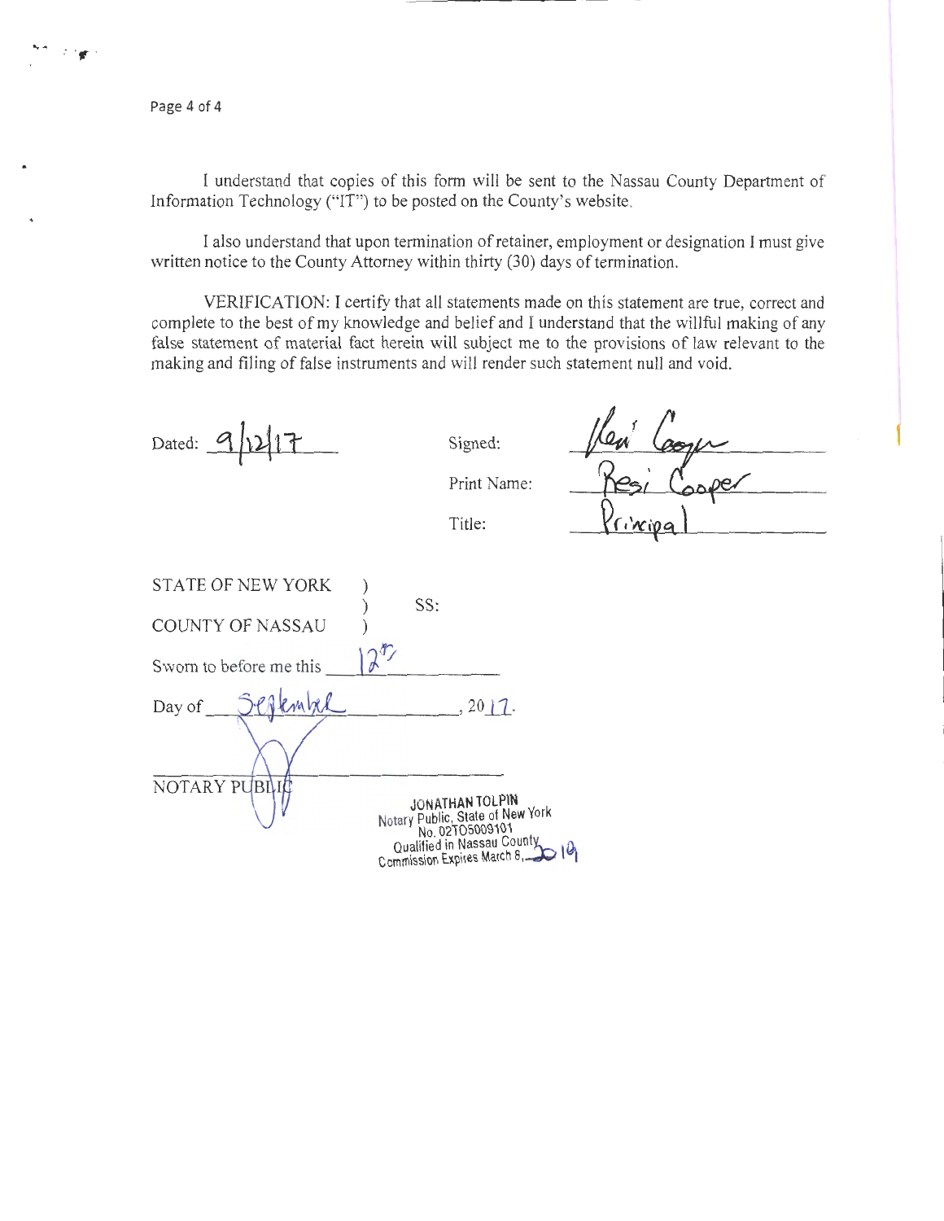I understand that copies of this form will be sent to the Nassau County Department of Information Technology ("IT") to be posted on the County's website.

I also understand that upon termination of retainer, employment or designation I must give written notice to the County Attorney within thirty (30) days of termination.

VERIFICATION: I certify that all statements made on this statement are true, correct and complete to the best of my knowledge and belief and I understand that the willful making of any false statement of material fact herein will subject me to the provisions of law relevant to the making and filing of false instruments and will render such statement null and void.

Dated: 9/12/17

Signed: Resi Cooper

Print Name: Resi Cooper

Title: Principal

STATE OF NEW YORK )
) SS:
COUNTY OF NASSAU )

Sworn to before me this 12th

Day of September, 2017.

NOTARY PUBLIC

JONATHAN TOLPIN
Notary Public, State of New York
No. 02TO5009101
Qualified in Nassau County
Commission Expires March 8, 2019